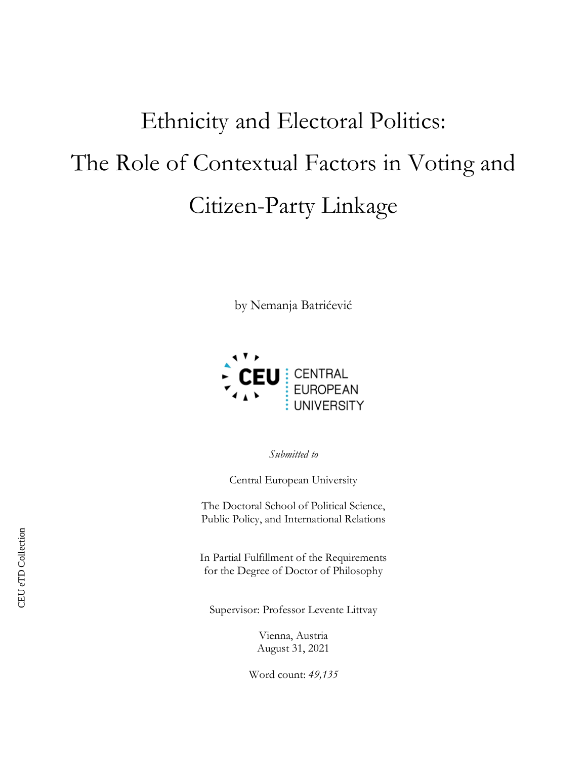# Ethnicity and Electoral Politics: The Role of Contextual Factors in Voting and Citizen-Party Linkage

by Nemanja Batrićević

CEU CENTRAL EUROPEAN UNIVERSITY

*Submitted to*

Central European University

The Doctoral School of Political Science, Public Policy, and International Relations

In Partial Fulfillment of the Requirements for the Degree of Doctor of Philosophy

Supervisor: Professor Levente Littvay

Vienna, Austria
August 31, 2021

Word count: *49,135*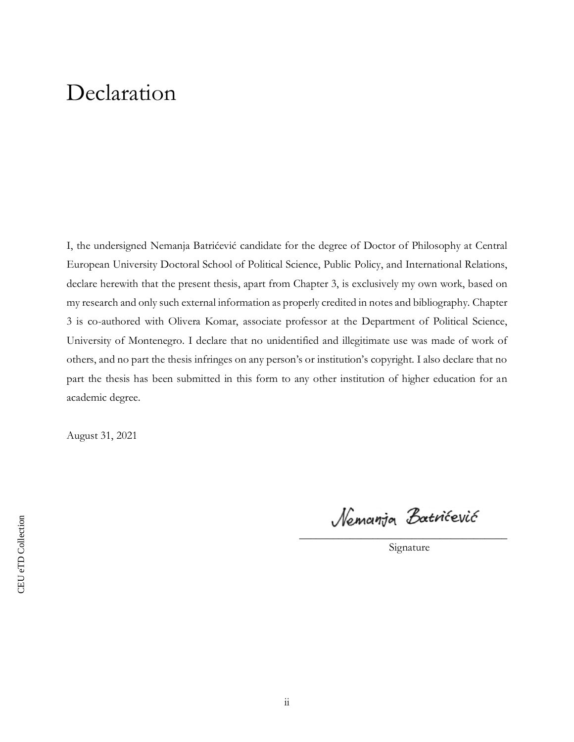# Declaration

I, the undersigned Nemanja Batrićević candidate for the degree of Doctor of Philosophy at Central European University Doctoral School of Political Science, Public Policy, and International Relations, declare herewith that the present thesis, apart from Chapter 3, is exclusively my own work, based on my research and only such external information as properly credited in notes and bibliography. Chapter 3 is co-authored with Olivera Komar, associate professor at the Department of Political Science, University of Montenegro. I declare that no unidentified and illegitimate use was made of work of others, and no part the thesis infringes on any person's or institution's copyright. I also declare that no part the thesis has been submitted in this form to any other institution of higher education for an academic degree.

August 31, 2021

Nemanja Batrićević

Signature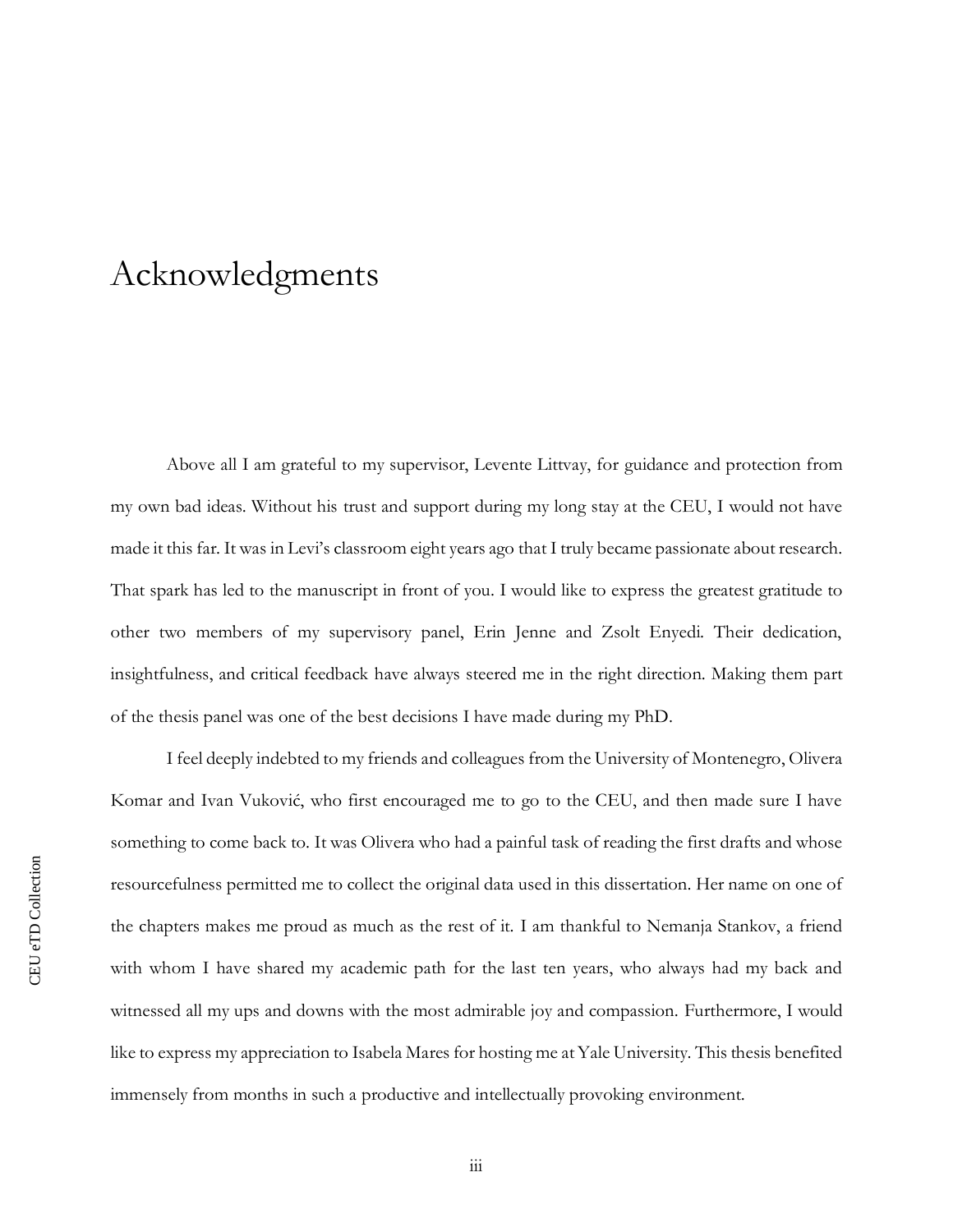# Acknowledgments

Above all I am grateful to my supervisor, Levente Littvay, for guidance and protection from my own bad ideas. Without his trust and support during my long stay at the CEU, I would not have made it this far. It was in Levi's classroom eight years ago that I truly became passionate about research. That spark has led to the manuscript in front of you. I would like to express the greatest gratitude to other two members of my supervisory panel, Erin Jenne and Zsolt Enyedi. Their dedication, insightfulness, and critical feedback have always steered me in the right direction. Making them part of the thesis panel was one of the best decisions I have made during my PhD.

I feel deeply indebted to my friends and colleagues from the University of Montenegro, Olivera Komar and Ivan Vuković, who first encouraged me to go to the CEU, and then made sure I have something to come back to. It was Olivera who had a painful task of reading the first drafts and whose resourcefulness permitted me to collect the original data used in this dissertation. Her name on one of the chapters makes me proud as much as the rest of it. I am thankful to Nemanja Stankov, a friend with whom I have shared my academic path for the last ten years, who always had my back and witnessed all my ups and downs with the most admirable joy and compassion. Furthermore, I would like to express my appreciation to Isabela Mares for hosting me at Yale University. This thesis benefited immensely from months in such a productive and intellectually provoking environment.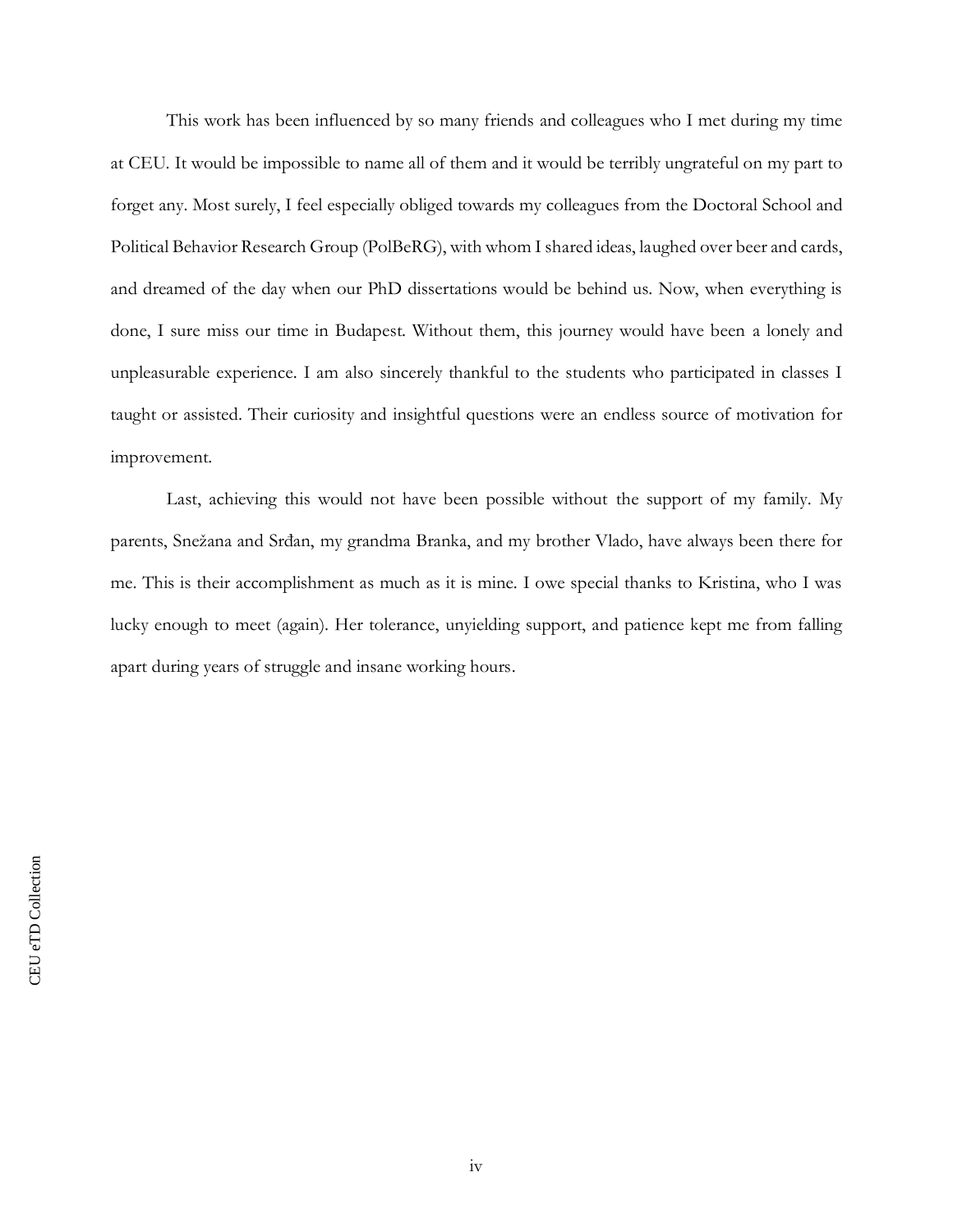This work has been influenced by so many friends and colleagues who I met during my time at CEU. It would be impossible to name all of them and it would be terribly ungrateful on my part to forget any. Most surely, I feel especially obliged towards my colleagues from the Doctoral School and Political Behavior Research Group (PolBeRG), with whom I shared ideas, laughed over beer and cards, and dreamed of the day when our PhD dissertations would be behind us. Now, when everything is done, I sure miss our time in Budapest. Without them, this journey would have been a lonely and unpleasurable experience. I am also sincerely thankful to the students who participated in classes I taught or assisted. Their curiosity and insightful questions were an endless source of motivation for improvement.

Last, achieving this would not have been possible without the support of my family. My parents, Snežana and Srđan, my grandma Branka, and my brother Vlado, have always been there for me. This is their accomplishment as much as it is mine. I owe special thanks to Kristina, who I was lucky enough to meet (again). Her tolerance, unyielding support, and patience kept me from falling apart during years of struggle and insane working hours.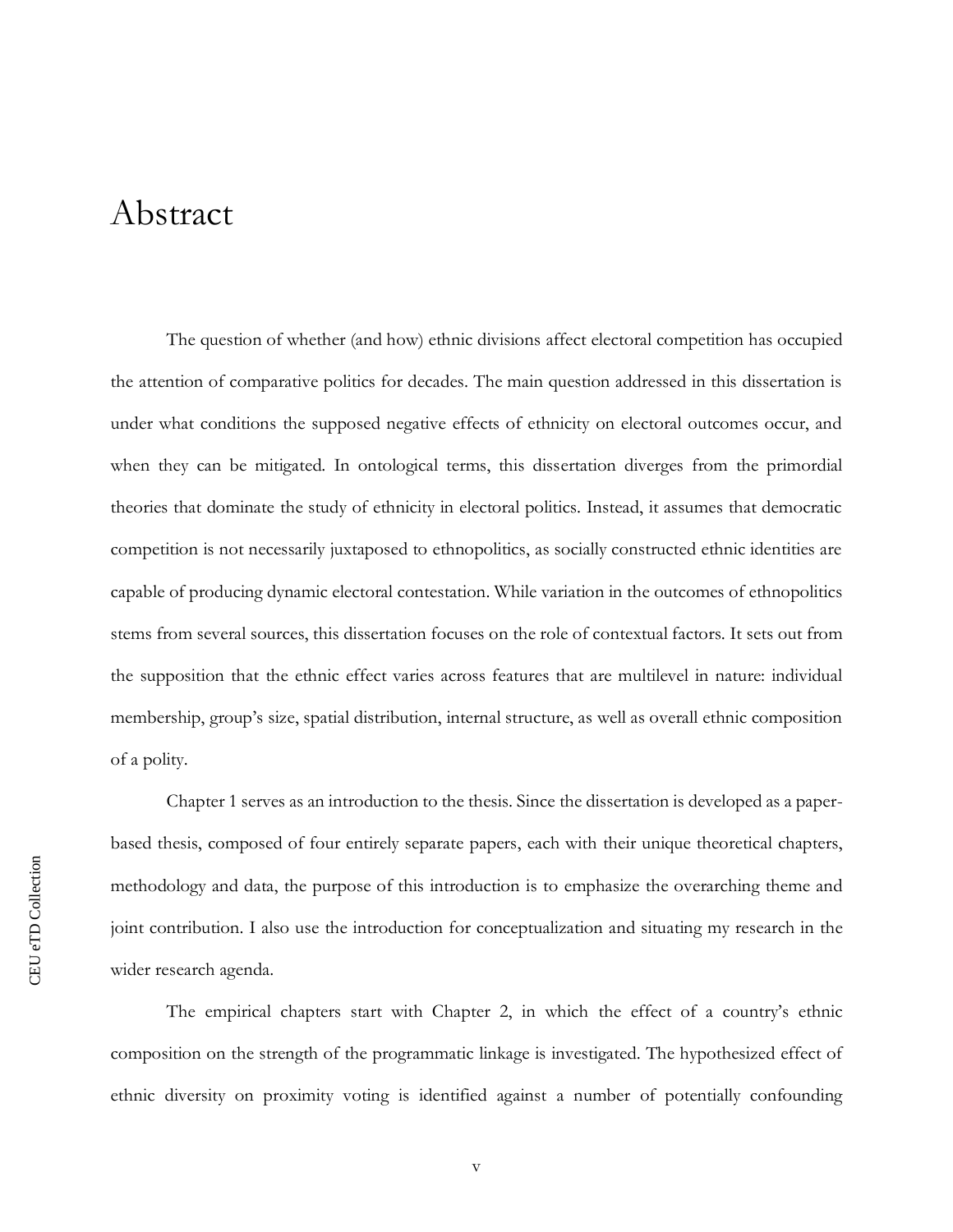# Abstract

The question of whether (and how) ethnic divisions affect electoral competition has occupied the attention of comparative politics for decades. The main question addressed in this dissertation is under what conditions the supposed negative effects of ethnicity on electoral outcomes occur, and when they can be mitigated. In ontological terms, this dissertation diverges from the primordial theories that dominate the study of ethnicity in electoral politics. Instead, it assumes that democratic competition is not necessarily juxtaposed to ethnopolitics, as socially constructed ethnic identities are capable of producing dynamic electoral contestation. While variation in the outcomes of ethnopolitics stems from several sources, this dissertation focuses on the role of contextual factors. It sets out from the supposition that the ethnic effect varies across features that are multilevel in nature: individual membership, group's size, spatial distribution, internal structure, as well as overall ethnic composition of a polity.

Chapter 1 serves as an introduction to the thesis. Since the dissertation is developed as a paper-based thesis, composed of four entirely separate papers, each with their unique theoretical chapters, methodology and data, the purpose of this introduction is to emphasize the overarching theme and joint contribution. I also use the introduction for conceptualization and situating my research in the wider research agenda.

The empirical chapters start with Chapter 2, in which the effect of a country's ethnic composition on the strength of the programmatic linkage is investigated. The hypothesized effect of ethnic diversity on proximity voting is identified against a number of potentially confounding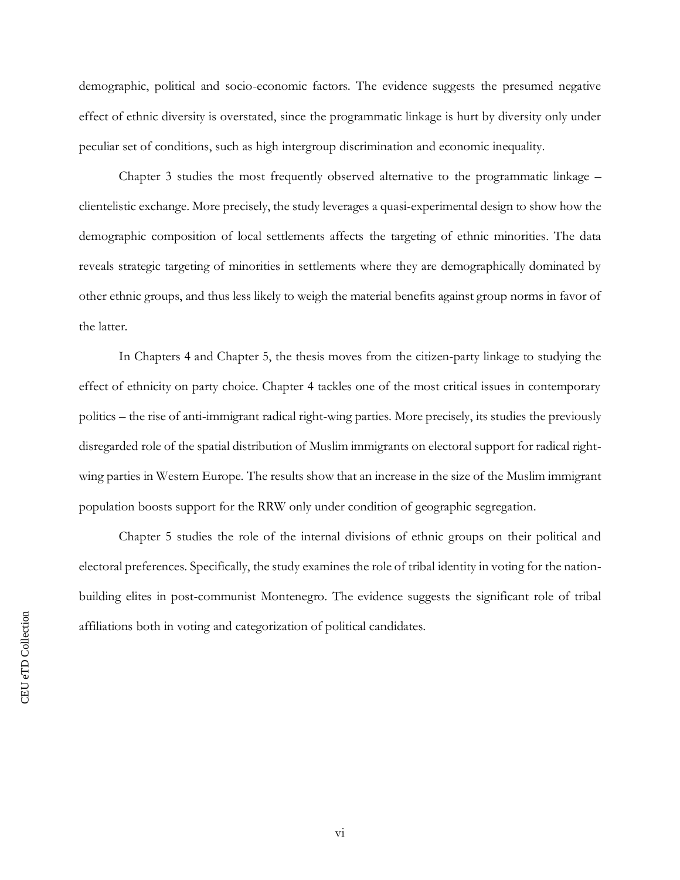demographic, political and socio-economic factors. The evidence suggests the presumed negative effect of ethnic diversity is overstated, since the programmatic linkage is hurt by diversity only under peculiar set of conditions, such as high intergroup discrimination and economic inequality.

Chapter 3 studies the most frequently observed alternative to the programmatic linkage – clientelistic exchange. More precisely, the study leverages a quasi-experimental design to show how the demographic composition of local settlements affects the targeting of ethnic minorities. The data reveals strategic targeting of minorities in settlements where they are demographically dominated by other ethnic groups, and thus less likely to weigh the material benefits against group norms in favor of the latter.

In Chapters 4 and Chapter 5, the thesis moves from the citizen-party linkage to studying the effect of ethnicity on party choice. Chapter 4 tackles one of the most critical issues in contemporary politics – the rise of anti-immigrant radical right-wing parties. More precisely, its studies the previously disregarded role of the spatial distribution of Muslim immigrants on electoral support for radical right-wing parties in Western Europe. The results show that an increase in the size of the Muslim immigrant population boosts support for the RRW only under condition of geographic segregation.

Chapter 5 studies the role of the internal divisions of ethnic groups on their political and electoral preferences. Specifically, the study examines the role of tribal identity in voting for the nation-building elites in post-communist Montenegro. The evidence suggests the significant role of tribal affiliations both in voting and categorization of political candidates.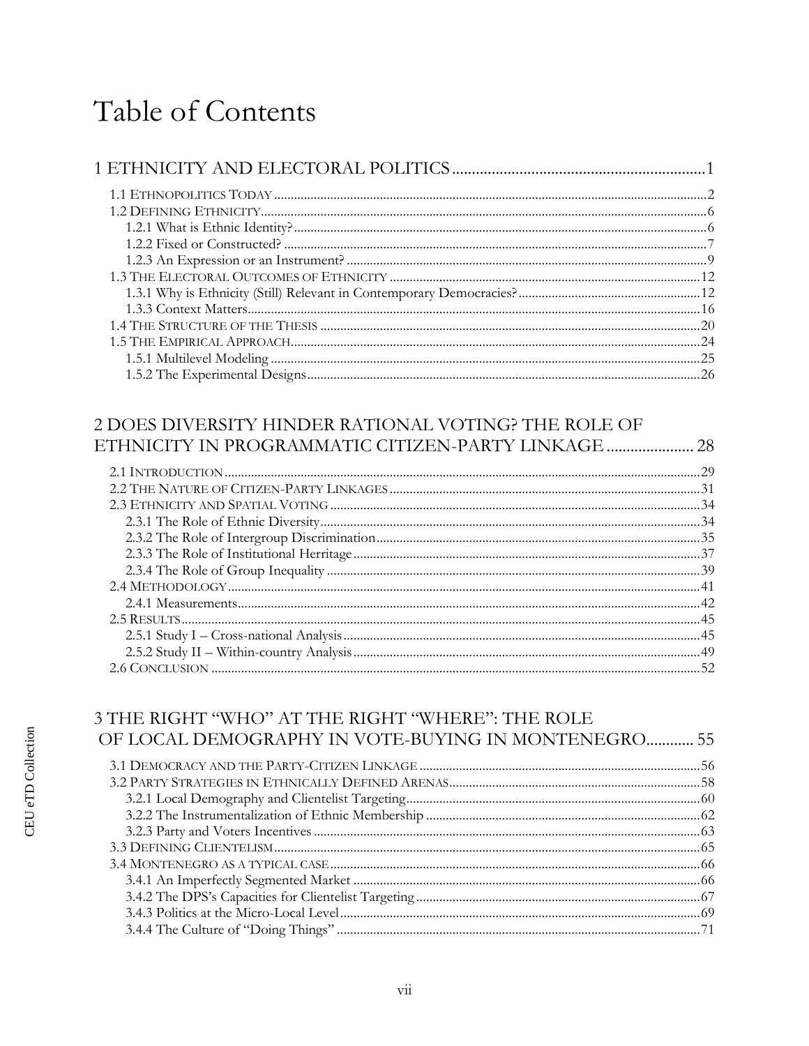# Table of Contents

1 ETHNICITY AND ELECTORAL POLITICS ........................................................................ 1

- 1.1 ETHNOPOLITICS TODAY ........................................................................ 2
- 1.2 DEFINING ETHNICITY ........................................................................ 6
  - 1.2.1 What is Ethnic Identity? ........................................................................ 6
  - 1.2.2 Fixed or Constructed? ........................................................................ 7
  - 1.2.3 An Expression or an Instrument? ........................................................................ 9
- 1.3 THE ELECTORAL OUTCOMES OF ETHNICITY ........................................................................ 12
  - 1.3.1 Why is Ethnicity (Still) Relevant in Contemporary Democracies? ........................................................................ 12
  - 1.3.3 Context Matters ........................................................................ 16
- 1.4 THE STRUCTURE OF THE THESIS ........................................................................ 20
- 1.5 THE EMPIRICAL APPROACH ........................................................................ 24
  - 1.5.1 Multilevel Modeling ........................................................................ 25
  - 1.5.2 The Experimental Designs ........................................................................ 26

2 DOES DIVERSITY HINDER RATIONAL VOTING? THE ROLE OF ETHNICITY IN PROGRAMMATIC CITIZEN-PARTY LINKAGE ........................ 28

- 2.1 INTRODUCTION ........................................................................ 29
- 2.2 THE NATURE OF CITIZEN-PARTY LINKAGES ........................................................................ 31
- 2.3 ETHNICITY AND SPATIAL VOTING ........................................................................ 34
  - 2.3.1 The Role of Ethnic Diversity ........................................................................ 34
  - 2.3.2 The Role of Intergroup Discrimination ........................................................................ 35
  - 2.3.3 The Role of Institutional Heritage ........................................................................ 37
  - 2.3.4 The Role of Group Inequality ........................................................................ 39
- 2.4 METHODOLOGY ........................................................................ 41
  - 2.4.1 Measurements ........................................................................ 42
- 2.5 RESULTS ........................................................................ 45
  - 2.5.1 Study I – Cross-national Analysis ........................................................................ 45
  - 2.5.2 Study II – Within-country Analysis ........................................................................ 49
- 2.6 CONCLUSION ........................................................................ 52

3 THE RIGHT "WHO" AT THE RIGHT "WHERE": THE ROLE OF LOCAL DEMOGRAPHY IN VOTE-BUYING IN MONTENEGRO ............ 55

- 3.1 DEMOCRACY AND THE PARTY-CITIZEN LINKAGE ........................................................................ 56
- 3.2 PARTY STRATEGIES IN ETHNICALLY DEFINED ARENAS ........................................................................ 58
  - 3.2.1 Local Demography and Clientelist Targeting ........................................................................ 60
  - 3.2.2 The Instrumentalization of Ethnic Membership ........................................................................ 62
  - 3.2.3 Party and Voters Incentives ........................................................................ 63
- 3.3 DEFINING CLIENTELISM ........................................................................ 65
- 3.4 MONTENEGRO AS A TYPICAL CASE ........................................................................ 66
  - 3.4.1 An Imperfectly Segmented Market ........................................................................ 66
  - 3.4.2 The DPS's Capacities for Clientelist Targeting ........................................................................ 67
  - 3.4.3 Politics at the Micro-Local Level ........................................................................ 69
  - 3.4.4 The Culture of "Doing Things" ........................................................................ 71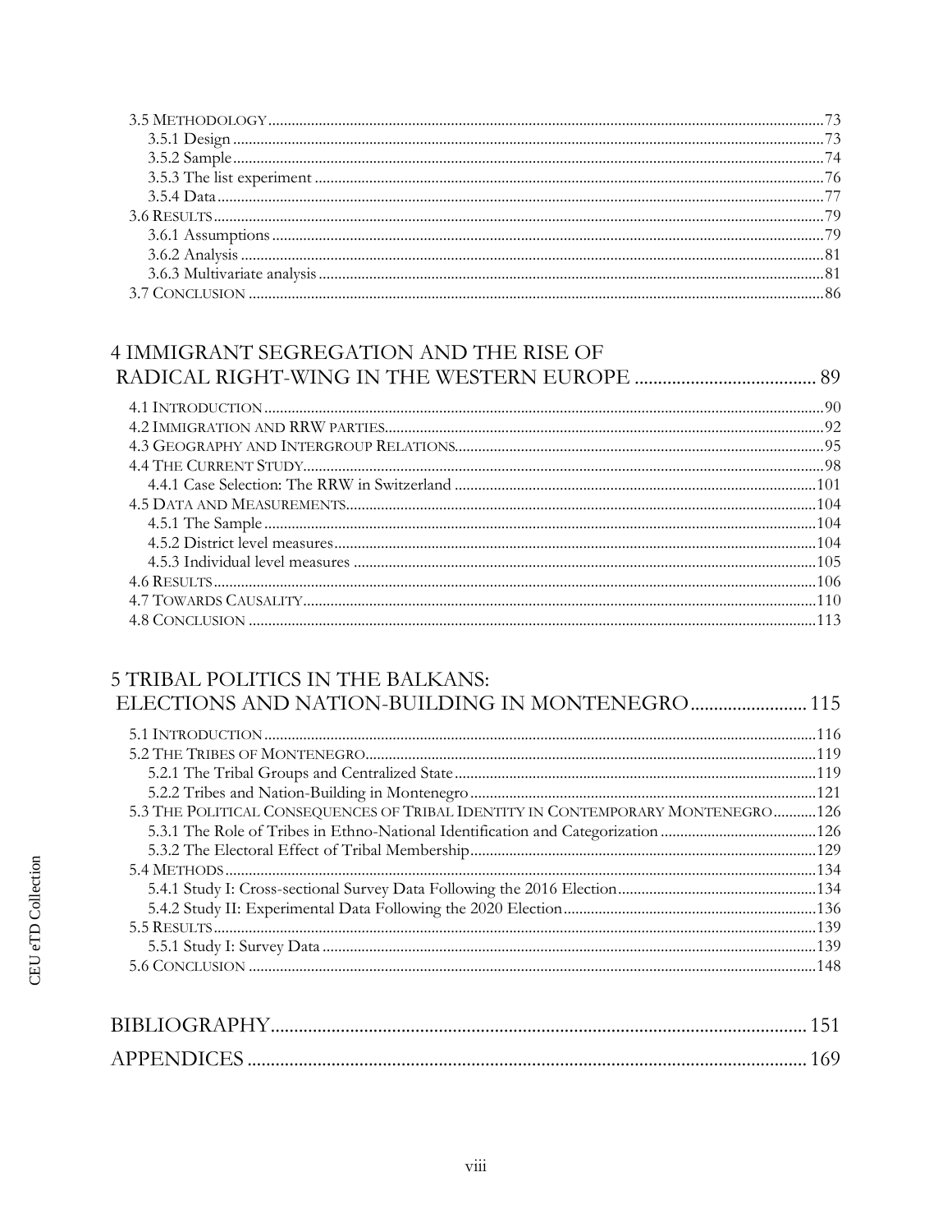3.5 Methodology ..... 73
  3.5.1 Design ..... 73
  3.5.2 Sample ..... 74
  3.5.3 The list experiment ..... 76
  3.5.4 Data ..... 77
3.6 Results ..... 79
  3.6.1 Assumptions ..... 79
  3.6.2 Analysis ..... 81
  3.6.3 Multivariate analysis ..... 81
3.7 Conclusion ..... 86

## 4 IMMIGRANT SEGREGATION AND THE RISE OF RADICAL RIGHT-WING IN THE WESTERN EUROPE ..... 89

4.1 Introduction ..... 90
4.2 Immigration and RRW parties ..... 92
4.3 Geography and Intergroup Relations ..... 95
4.4 The Current Study ..... 98
  4.4.1 Case Selection: The RRW in Switzerland ..... 101
4.5 Data and Measurements ..... 104
  4.5.1 The Sample ..... 104
  4.5.2 District level measures ..... 104
  4.5.3 Individual level measures ..... 105
4.6 Results ..... 106
4.7 Towards Causality ..... 110
4.8 Conclusion ..... 113

## 5 TRIBAL POLITICS IN THE BALKANS: ELECTIONS AND NATION-BUILDING IN MONTENEGRO ..... 115

5.1 Introduction ..... 116
5.2 The Tribes of Montenegro ..... 119
  5.2.1 The Tribal Groups and Centralized State ..... 119
  5.2.2 Tribes and Nation-Building in Montenegro ..... 121
5.3 The Political Consequences of Tribal Identity in Contemporary Montenegro ..... 126
  5.3.1 The Role of Tribes in Ethno-National Identification and Categorization ..... 126
  5.3.2 The Electoral Effect of Tribal Membership ..... 129
5.4 Methods ..... 134
  5.4.1 Study I: Cross-sectional Survey Data Following the 2016 Election ..... 134
  5.4.2 Study II: Experimental Data Following the 2020 Election ..... 136
5.5 Results ..... 139
  5.5.1 Study I: Survey Data ..... 139
5.6 Conclusion ..... 148

## BIBLIOGRAPHY ..... 151

## APPENDICES ..... 169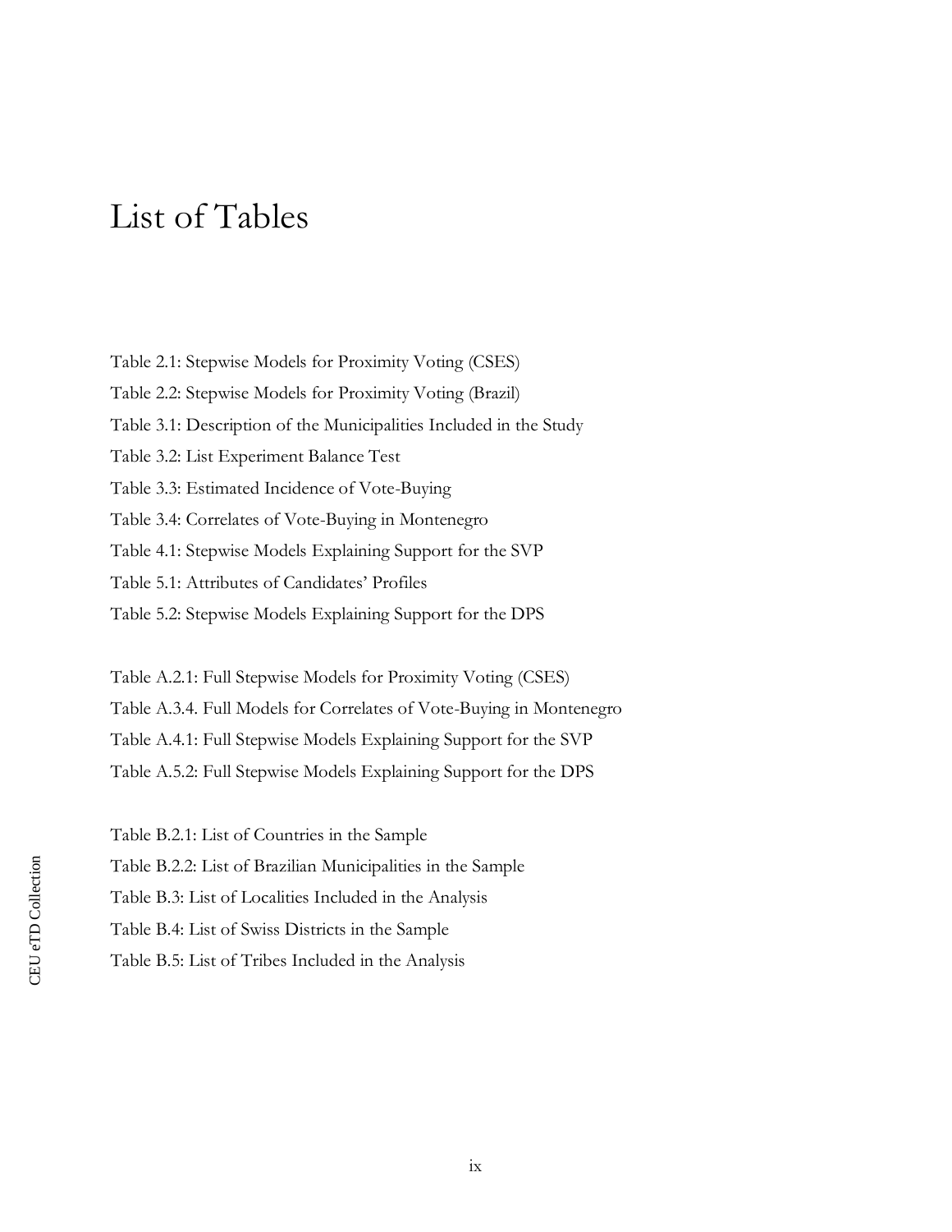# List of Tables

Table 2.1: Stepwise Models for Proximity Voting (CSES)

Table 2.2: Stepwise Models for Proximity Voting (Brazil)

Table 3.1: Description of the Municipalities Included in the Study

Table 3.2: List Experiment Balance Test

Table 3.3: Estimated Incidence of Vote-Buying

Table 3.4: Correlates of Vote-Buying in Montenegro

Table 4.1: Stepwise Models Explaining Support for the SVP

Table 5.1: Attributes of Candidates' Profiles

Table 5.2: Stepwise Models Explaining Support for the DPS

Table A.2.1: Full Stepwise Models for Proximity Voting (CSES)

Table A.3.4. Full Models for Correlates of Vote-Buying in Montenegro

Table A.4.1: Full Stepwise Models Explaining Support for the SVP

Table A.5.2: Full Stepwise Models Explaining Support for the DPS

Table B.2.1: List of Countries in the Sample

Table B.2.2: List of Brazilian Municipalities in the Sample

Table B.3: List of Localities Included in the Analysis

Table B.4: List of Swiss Districts in the Sample

Table B.5: List of Tribes Included in the Analysis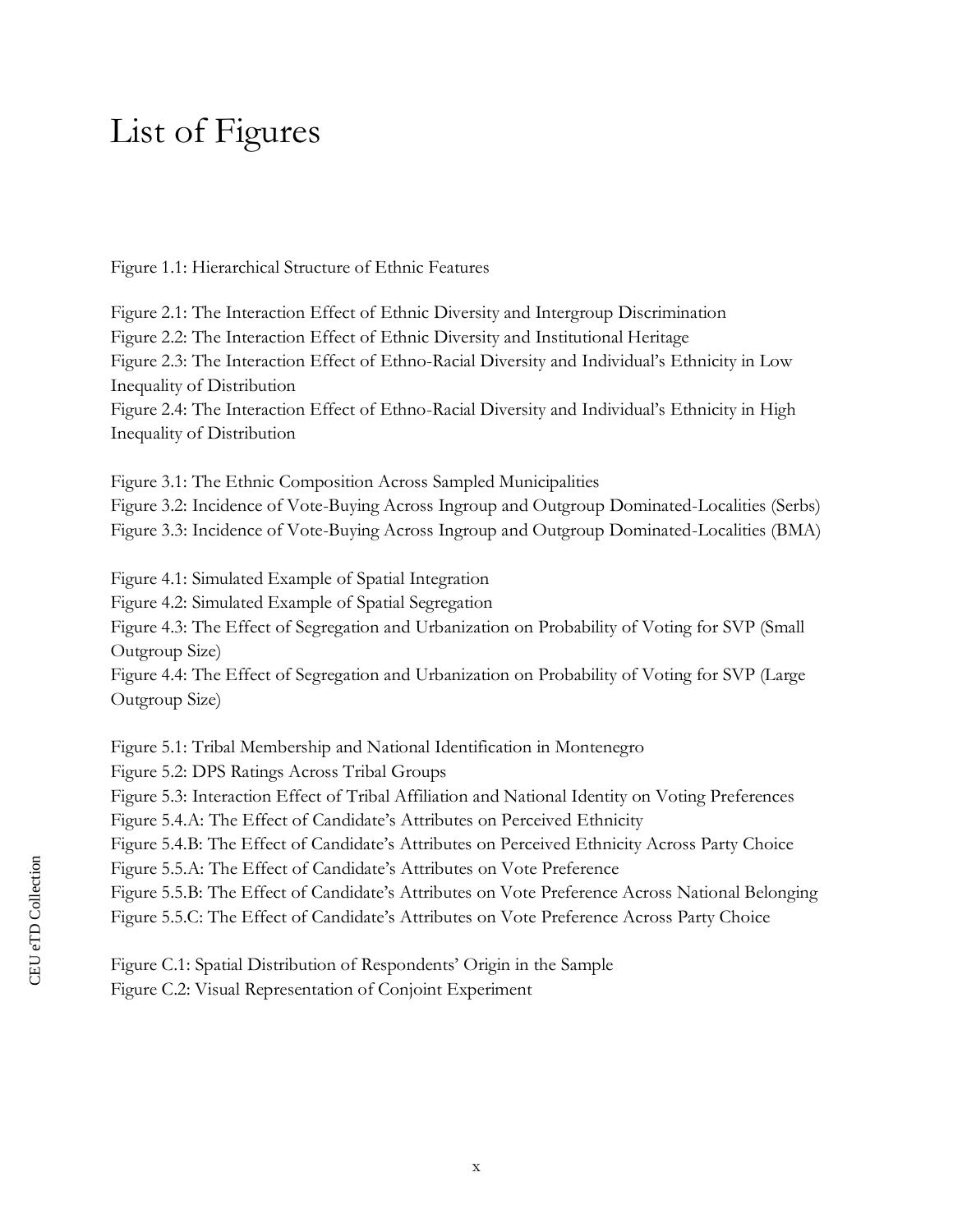# List of Figures

Figure 1.1: Hierarchical Structure of Ethnic Features

Figure 2.1: The Interaction Effect of Ethnic Diversity and Intergroup Discrimination
Figure 2.2: The Interaction Effect of Ethnic Diversity and Institutional Heritage
Figure 2.3: The Interaction Effect of Ethno-Racial Diversity and Individual's Ethnicity in Low Inequality of Distribution
Figure 2.4: The Interaction Effect of Ethno-Racial Diversity and Individual's Ethnicity in High Inequality of Distribution

Figure 3.1: The Ethnic Composition Across Sampled Municipalities
Figure 3.2: Incidence of Vote-Buying Across Ingroup and Outgroup Dominated-Localities (Serbs)
Figure 3.3: Incidence of Vote-Buying Across Ingroup and Outgroup Dominated-Localities (BMA)

Figure 4.1: Simulated Example of Spatial Integration
Figure 4.2: Simulated Example of Spatial Segregation
Figure 4.3: The Effect of Segregation and Urbanization on Probability of Voting for SVP (Small Outgroup Size)
Figure 4.4: The Effect of Segregation and Urbanization on Probability of Voting for SVP (Large Outgroup Size)

Figure 5.1: Tribal Membership and National Identification in Montenegro
Figure 5.2: DPS Ratings Across Tribal Groups
Figure 5.3: Interaction Effect of Tribal Affiliation and National Identity on Voting Preferences
Figure 5.4.A: The Effect of Candidate's Attributes on Perceived Ethnicity
Figure 5.4.B: The Effect of Candidate's Attributes on Perceived Ethnicity Across Party Choice
Figure 5.5.A: The Effect of Candidate's Attributes on Vote Preference
Figure 5.5.B: The Effect of Candidate's Attributes on Vote Preference Across National Belonging
Figure 5.5.C: The Effect of Candidate's Attributes on Vote Preference Across Party Choice

Figure C.1: Spatial Distribution of Respondents' Origin in the Sample
Figure C.2: Visual Representation of Conjoint Experiment